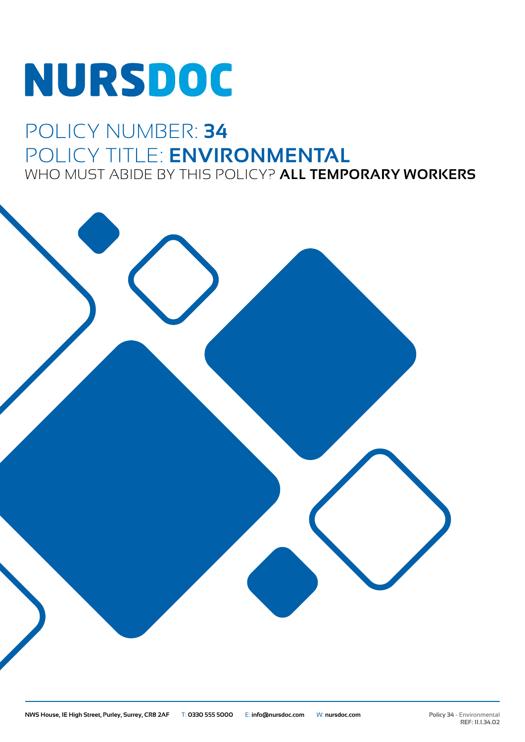# NURSDOC

## POLICY NUMBER: **34**

## POLICY TITLE: **ENVIRONMENTAL**

WHO MUST ABIDE BY THIS POLICY? **ALL TEMPORARY WORKERS**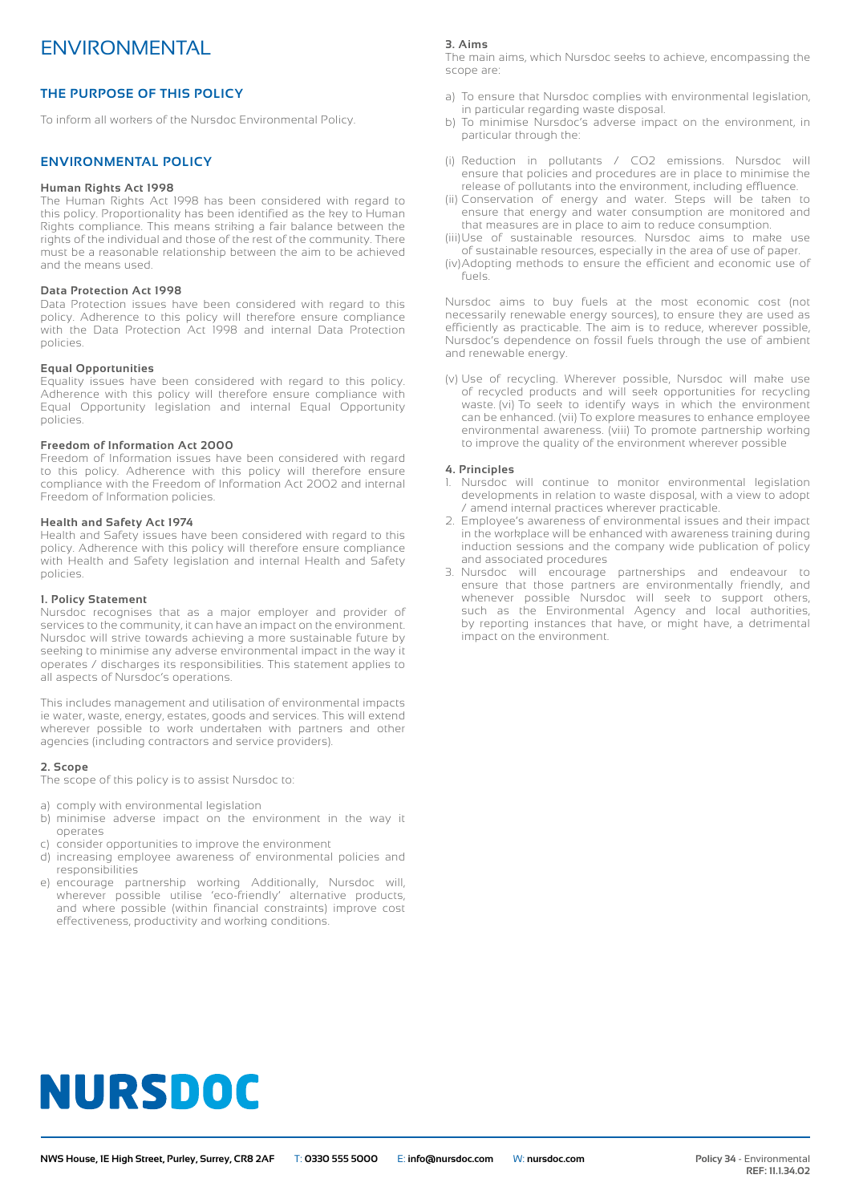# ENVIRONMENTAL

## THE PURPOSE OF THIS POLICY

To inform all workers of the Nursdoc Environmental Policy.

## ENVIRONMENTAL POLICY

**Human Rights Act 1998**

The Human Rights Act 1998 has been considered with regard to this policy. Proportionality has been identified as the key to Human Rights compliance. This means striking a fair balance between the rights of the individual and those of the rest of the community. There must be a reasonable relationship between the aim to be achieved and the means used.

**Data Protection Act 1998**

Data Protection issues have been considered with regard to this policy. Adherence to this policy will therefore ensure compliance with the Data Protection Act 1998 and internal Data Protection policies.

**Equal Opportunities**

Equality issues have been considered with regard to this policy. Adherence with this policy will therefore ensure compliance with Equal Opportunity legislation and internal Equal Opportunity policies.

**Freedom of Information Act 2000**

Freedom of Information issues have been considered with regard to this policy. Adherence with this policy will therefore ensure compliance with the Freedom of Information Act 2002 and internal Freedom of Information policies.

**Health and Safety Act 1974**

Health and Safety issues have been considered with regard to this policy. Adherence with this policy will therefore ensure compliance with Health and Safety legislation and internal Health and Safety policies.

**1. Policy Statement**

Nursdoc recognises that as a major employer and provider of services to the community, it can have an impact on the environment. Nursdoc will strive towards achieving a more sustainable future by seeking to minimise any adverse environmental impact in the way it operates / discharges its responsibilities. This statement applies to all aspects of Nursdoc's operations.

This includes management and utilisation of environmental impacts ie water, waste, energy, estates, goods and services. This will extend wherever possible to work undertaken with partners and other agencies (including contractors and service providers).

**2. Scope**

The scope of this policy is to assist Nursdoc to:

a) comply with environmental legislation
b) minimise adverse impact on the environment in the way it operates
c) consider opportunities to improve the environment
d) increasing employee awareness of environmental policies and responsibilities
e) encourage partnership working Additionally, Nursdoc will, wherever possible utilise 'eco-friendly' alternative products, and where possible (within financial constraints) improve cost effectiveness, productivity and working conditions.

**3. Aims**

The main aims, which Nursdoc seeks to achieve, encompassing the scope are:

a) To ensure that Nursdoc complies with environmental legislation, in particular regarding waste disposal.
b) To minimise Nursdoc's adverse impact on the environment, in particular through the:

(i) Reduction in pollutants / CO2 emissions. Nursdoc will ensure that policies and procedures are in place to minimise the release of pollutants into the environment, including effluence.
(ii) Conservation of energy and water. Steps will be taken to ensure that energy and water consumption are monitored and that measures are in place to aim to reduce consumption.
(iii) Use of sustainable resources. Nursdoc aims to make use of sustainable resources, especially in the area of use of paper.
(iv) Adopting methods to ensure the efficient and economic use of fuels.

Nursdoc aims to buy fuels at the most economic cost (not necessarily renewable energy sources), to ensure they are used as efficiently as practicable. The aim is to reduce, wherever possible, Nursdoc's dependence on fossil fuels through the use of ambient and renewable energy.

(v) Use of recycling. Wherever possible, Nursdoc will make use of recycled products and will seek opportunities for recycling waste. (vi) To seek to identify ways in which the environment can be enhanced. (vii) To explore measures to enhance employee environmental awareness. (viii) To promote partnership working to improve the quality of the environment wherever possible

**4. Principles**

1. Nursdoc will continue to monitor environmental legislation developments in relation to waste disposal, with a view to adopt / amend internal practices wherever practicable.
2. Employee's awareness of environmental issues and their impact in the workplace will be enhanced with awareness training during induction sessions and the company wide publication of policy and associated procedures
3. Nursdoc will encourage partnerships and endeavour to ensure that those partners are environmentally friendly, and whenever possible Nursdoc will seek to support others, such as the Environmental Agency and local authorities, by reporting instances that have, or might have, a detrimental impact on the environment.

NURSDOC

NWS House, 1E High Street, Purley, Surrey, CR8 2AF T: 0330 555 5000 E: info@nursdoc.com W: nursdoc.com

Policy 34 - Environmental
REF: 11.1.34.02